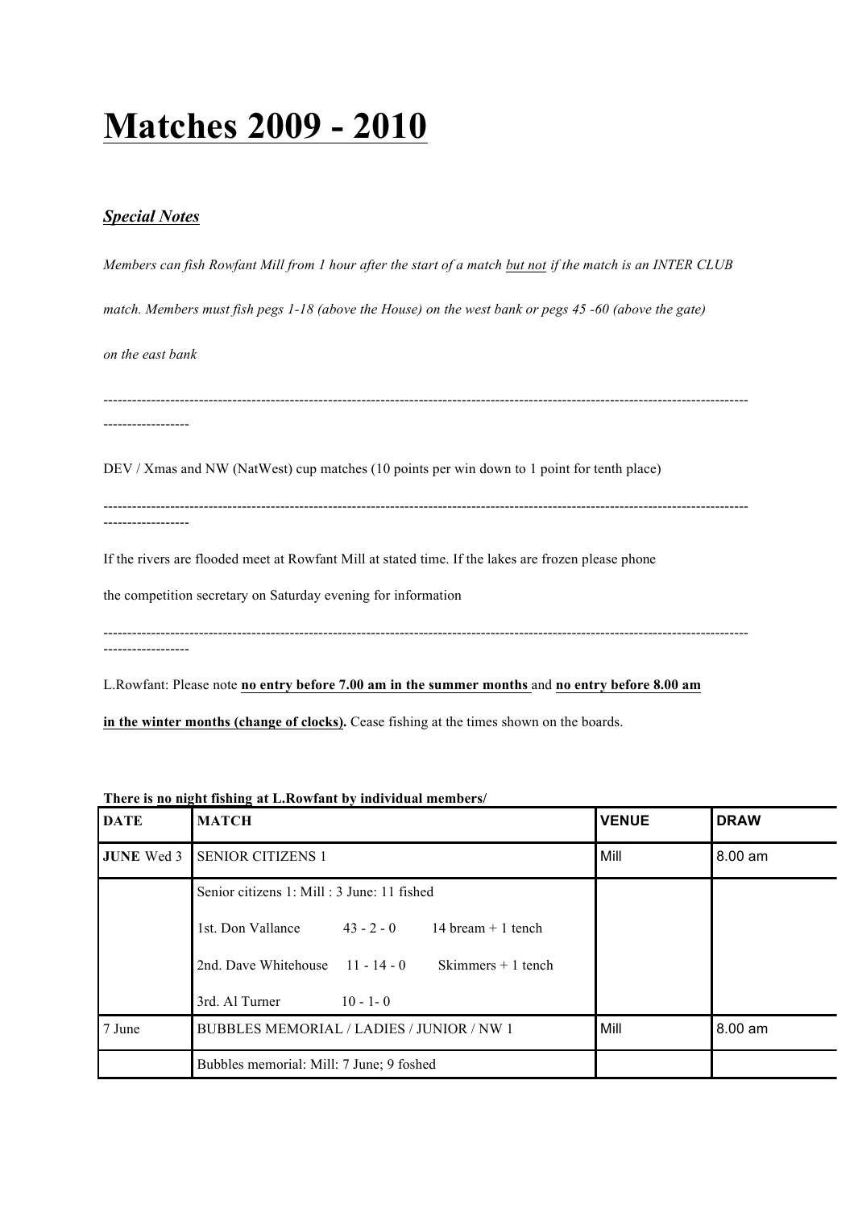# Matches 2009 - 2010

## ***Special Notes***

*Members can fish Rowfant Mill from 1 hour after the start of a match but not if the match is an INTER CLUB match. Members must fish pegs 1-18 (above the House) on the west bank or pegs 45 -60 (above the gate) on the east bank*

---

DEV / Xmas and NW (NatWest) cup matches (10 points per win down to 1 point for tenth place)

---

If the rivers are flooded meet at Rowfant Mill at stated time. If the lakes are frozen please phone the competition secretary on Saturday evening for information

---

L.Rowfant: Please note **no entry before 7.00 am in the summer months** and **no entry before 8.00 am in the winter months (change of clocks).** Cease fishing at the times shown on the boards.

**There is no night fishing at L.Rowfant by individual members/**

| DATE | MATCH | VENUE | DRAW |
|---|---|---|---|
| **JUNE** Wed 3 | SENIOR CITIZENS 1 | Mill | 8.00 am |
| | Senior citizens 1: Mill : 3 June: 11 fished<br>1st. Don Vallance 43 - 2 - 0 14 bream + 1 tench<br>2nd. Dave Whitehouse 11 - 14 - 0 Skimmers + 1 tench<br>3rd. Al Turner 10 - 1- 0 | | |
| 7 June | BUBBLES MEMORIAL / LADIES / JUNIOR / NW 1 | Mill | 8.00 am |
| | Bubbles memorial: Mill: 7 June; 9 foshed | | |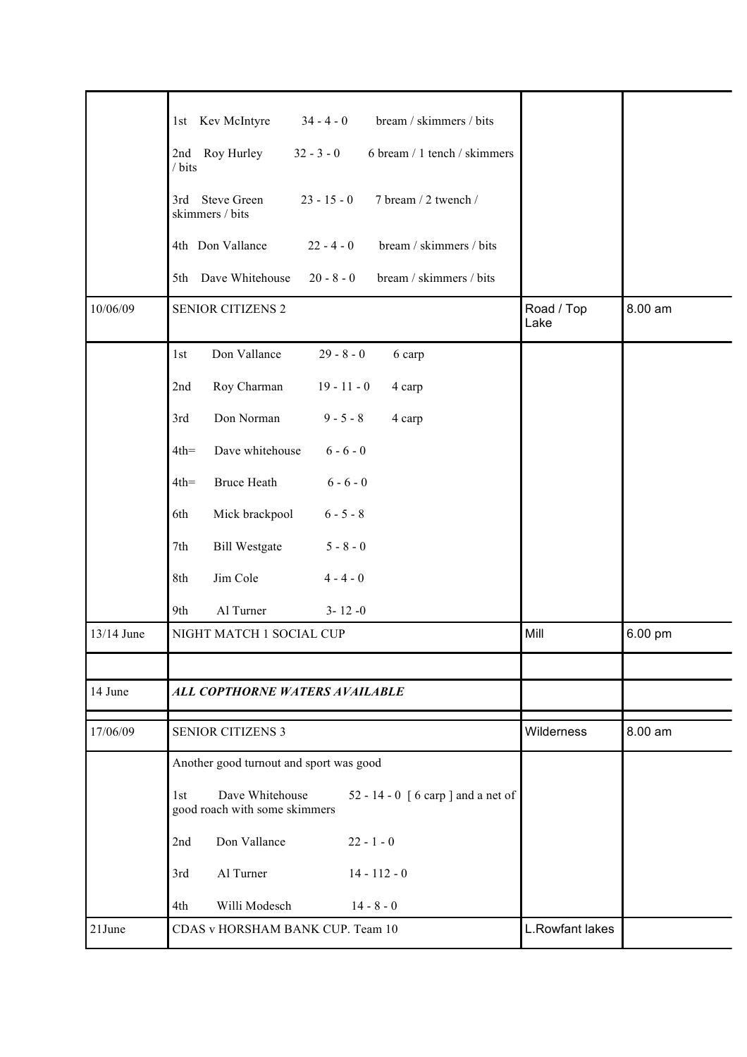| | | | |
|---|---|---|---|
| | 1st Kev McIntyre 34 - 4 - 0 bream / skimmers / bits<br><br>2nd Roy Hurley 32 - 3 - 0 6 bream / 1 tench / skimmers / bits<br><br>3rd Steve Green 23 - 15 - 0 7 bream / 2 twench / skimmers / bits<br><br>4th Don Vallance 22 - 4 - 0 bream / skimmers / bits<br><br>5th Dave Whitehouse 20 - 8 - 0 bream / skimmers / bits | | |
| 10/06/09 | SENIOR CITIZENS 2 | Road / Top Lake | 8.00 am |
| | 1st Don Vallance 29 - 8 - 0 6 carp<br><br>2nd Roy Charman 19 - 11 - 0 4 carp<br><br>3rd Don Norman 9 - 5 - 8 4 carp<br><br>4th= Dave whitehouse 6 - 6 - 0<br><br>4th= Bruce Heath 6 - 6 - 0<br><br>6th Mick brackpool 6 - 5 - 8<br><br>7th Bill Westgate 5 - 8 - 0<br><br>8th Jim Cole 4 - 4 - 0<br><br>9th Al Turner 3- 12 -0 | | |
| 13/14 June | NIGHT MATCH 1 SOCIAL CUP | Mill | 6.00 pm |
| | | | |
| 14 June | ***ALL COPTHORNE WATERS AVAILABLE*** | | |
| 17/06/09 | SENIOR CITIZENS 3 | Wilderness | 8.00 am |
| | Another good turnout and sport was good<br><br>1st Dave Whitehouse 52 - 14 - 0 [ 6 carp ] and a net of good roach with some skimmers<br><br>2nd Don Vallance 22 - 1 - 0<br><br>3rd Al Turner 14 - 112 - 0<br><br>4th Willi Modesch 14 - 8 - 0 | | |
| 21June | CDAS v HORSHAM BANK CUP. Team 10 | L.Rowfant lakes | |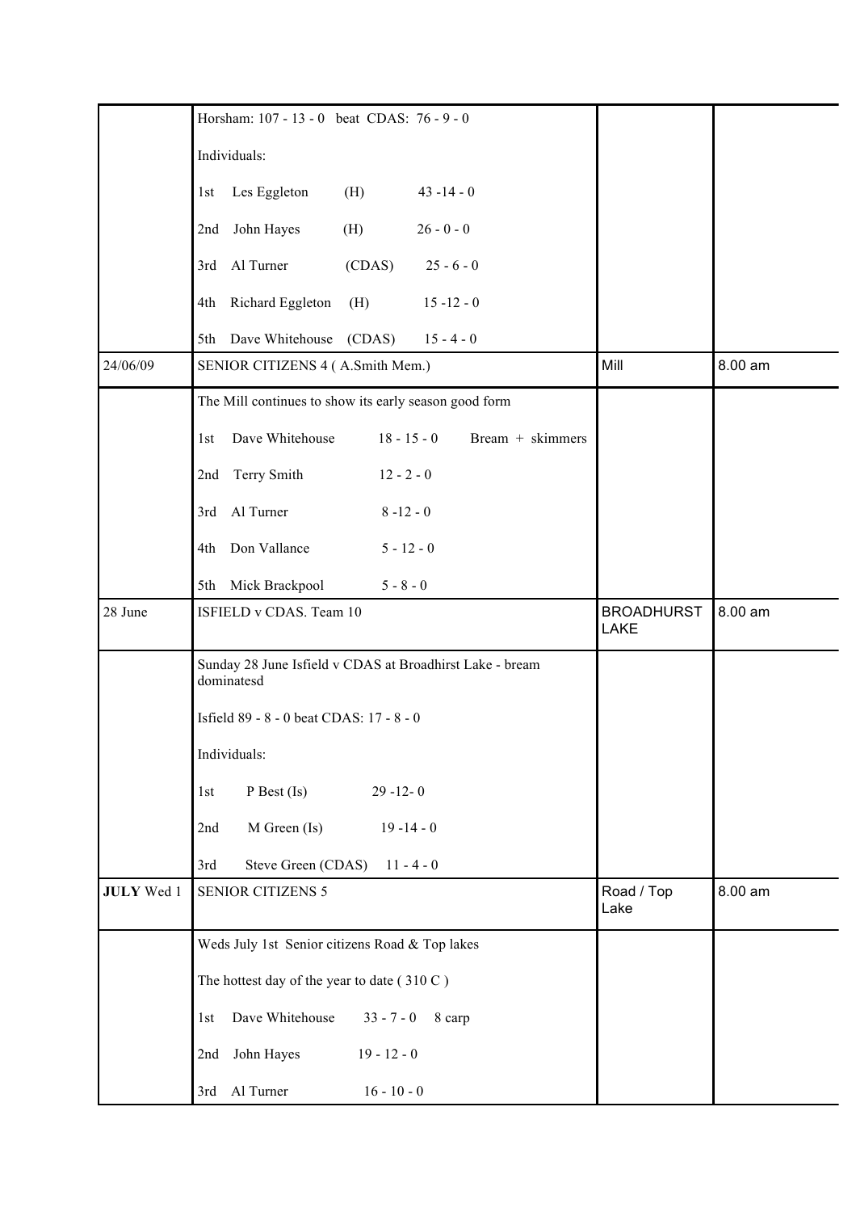| | | | |
|---|---|---|---|
| | Horsham: 107 - 13 - 0 beat CDAS: 76 - 9 - 0<br><br>Individuals:<br><br>1st Les Eggleton (H) 43 -14 - 0<br><br>2nd John Hayes (H) 26 - 0 - 0<br><br>3rd Al Turner (CDAS) 25 - 6 - 0<br><br>4th Richard Eggleton (H) 15 -12 - 0<br><br>5th Dave Whitehouse (CDAS) 15 - 4 - 0 | | |
| 24/06/09 | SENIOR CITIZENS 4 ( A.Smith Mem.) | Mill | 8.00 am |
| | The Mill continues to show its early season good form<br><br>1st Dave Whitehouse 18 - 15 - 0 Bream + skimmers<br><br>2nd Terry Smith 12 - 2 - 0<br><br>3rd Al Turner 8 -12 - 0<br><br>4th Don Vallance 5 - 12 - 0<br><br>5th Mick Brackpool 5 - 8 - 0 | | |
| 28 June | ISFIELD v CDAS. Team 10 | BROADHURST LAKE | 8.00 am |
| | Sunday 28 June Isfield v CDAS at Broadhirst Lake - bream dominatesd<br><br>Isfield 89 - 8 - 0 beat CDAS: 17 - 8 - 0<br><br>Individuals:<br><br>1st P Best (Is) 29 -12- 0<br><br>2nd M Green (Is) 19 -14 - 0<br><br>3rd Steve Green (CDAS) 11 - 4 - 0 | | |
| **JULY** Wed 1 | SENIOR CITIZENS 5 | Road / Top Lake | 8.00 am |
| | Weds July 1st Senior citizens Road & Top lakes<br><br>The hottest day of the year to date ( 310 C )<br><br>1st Dave Whitehouse 33 - 7 - 0 8 carp<br><br>2nd John Hayes 19 - 12 - 0<br><br>3rd Al Turner 16 - 10 - 0 | | |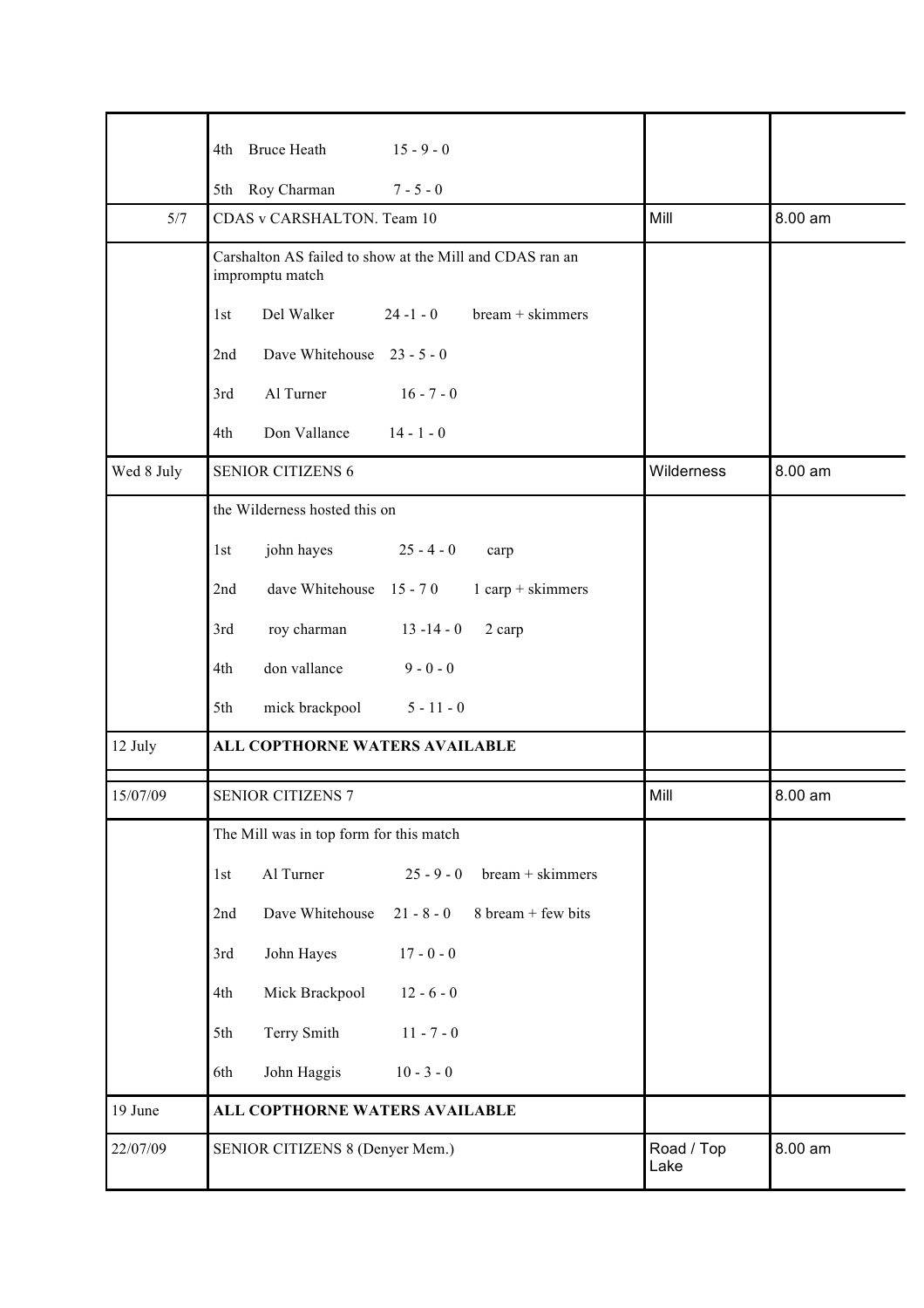| | | | |
|---|---|---|---|
| | 4th Bruce Heath 15 - 9 - 0<br>5th Roy Charman 7 - 5 - 0 | | |
| 5/7 | CDAS v CARSHALTON. Team 10 | Mill | 8.00 am |
| | Carshalton AS failed to show at the Mill and CDAS ran an impromptu match<br>1st Del Walker 24 -1 - 0 bream + skimmers<br>2nd Dave Whitehouse 23 - 5 - 0<br>3rd Al Turner 16 - 7 - 0<br>4th Don Vallance 14 - 1 - 0 | | |
| Wed 8 July | SENIOR CITIZENS 6 | Wilderness | 8.00 am |
| | the Wilderness hosted this on<br>1st john hayes 25 - 4 - 0 carp<br>2nd dave Whitehouse 15 - 7 0 1 carp + skimmers<br>3rd roy charman 13 -14 - 0 2 carp<br>4th don vallance 9 - 0 - 0<br>5th mick brackpool 5 - 11 - 0 | | |
| 12 July | **ALL COPTHORNE WATERS AVAILABLE** | | |
| 15/07/09 | SENIOR CITIZENS 7 | Mill | 8.00 am |
| | The Mill was in top form for this match<br>1st Al Turner 25 - 9 - 0 bream + skimmers<br>2nd Dave Whitehouse 21 - 8 - 0 8 bream + few bits<br>3rd John Hayes 17 - 0 - 0<br>4th Mick Brackpool 12 - 6 - 0<br>5th Terry Smith 11 - 7 - 0<br>6th John Haggis 10 - 3 - 0 | | |
| 19 June | **ALL COPTHORNE WATERS AVAILABLE** | | |
| 22/07/09 | SENIOR CITIZENS 8 (Denyer Mem.) | Road / Top Lake | 8.00 am |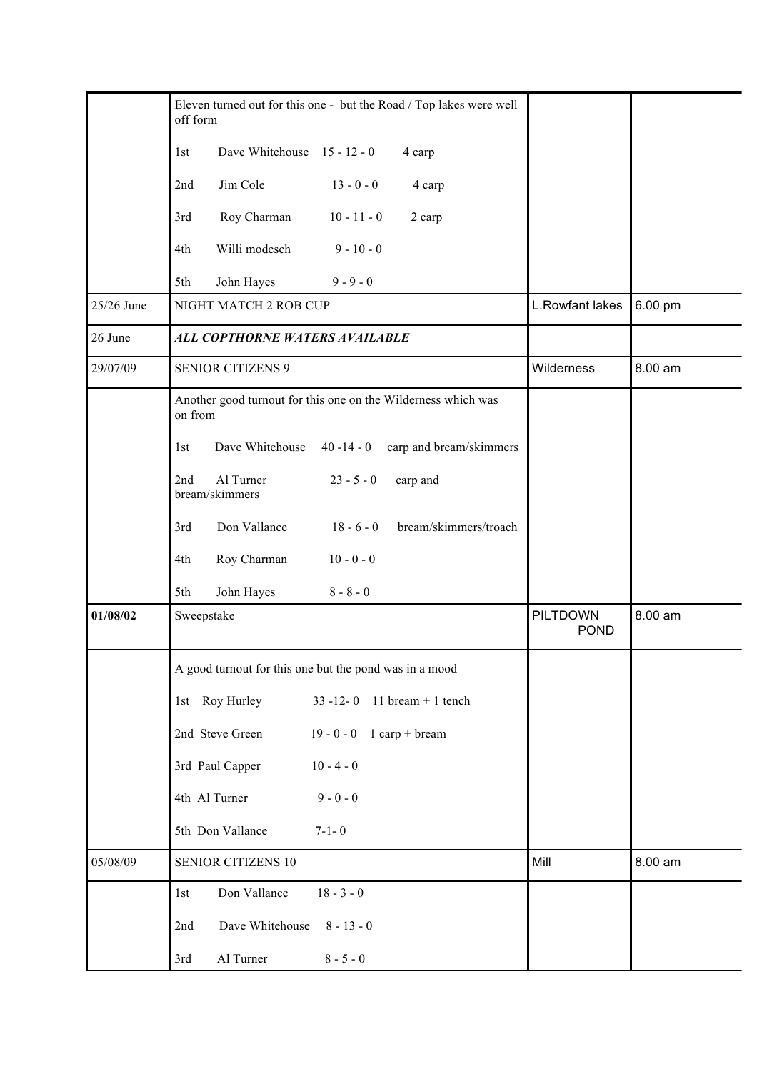| | | | |
|---|---|---|---|
| | Eleven turned out for this one - but the Road / Top lakes were well off form<br><br>1st Dave Whitehouse 15 - 12 - 0 4 carp<br><br>2nd Jim Cole 13 - 0 - 0 4 carp<br><br>3rd Roy Charman 10 - 11 - 0 2 carp<br><br>4th Willi modesch 9 - 10 - 0<br><br>5th John Hayes 9 - 9 - 0 | | |
| 25/26 June | NIGHT MATCH 2 ROB CUP | L.Rowfant lakes | 6.00 pm |
| 26 June | ***ALL COPTHORNE WATERS AVAILABLE*** | | |
| 29/07/09 | SENIOR CITIZENS 9 | Wilderness | 8.00 am |
| | Another good turnout for this one on the Wilderness which was on from<br><br>1st Dave Whitehouse 40 -14 - 0 carp and bream/skimmers<br><br>2nd Al Turner 23 - 5 - 0 carp and bream/skimmers<br><br>3rd Don Vallance 18 - 6 - 0 bream/skimmers/troach<br><br>4th Roy Charman 10 - 0 - 0<br><br>5th John Hayes 8 - 8 - 0 | | |
| **01/08/02** | Sweepstake | PILTDOWN POND | 8.00 am |
| | A good turnout for this one but the pond was in a mood<br><br>1st Roy Hurley 33 -12- 0 11 bream + 1 tench<br><br>2nd Steve Green 19 - 0 - 0 1 carp + bream<br><br>3rd Paul Capper 10 - 4 - 0<br><br>4th Al Turner 9 - 0 - 0<br><br>5th Don Vallance 7-1- 0 | | |
| 05/08/09 | SENIOR CITIZENS 10 | Mill | 8.00 am |
| | 1st Don Vallance 18 - 3 - 0<br><br>2nd Dave Whitehouse 8 - 13 - 0<br><br>3rd Al Turner 8 - 5 - 0 | | |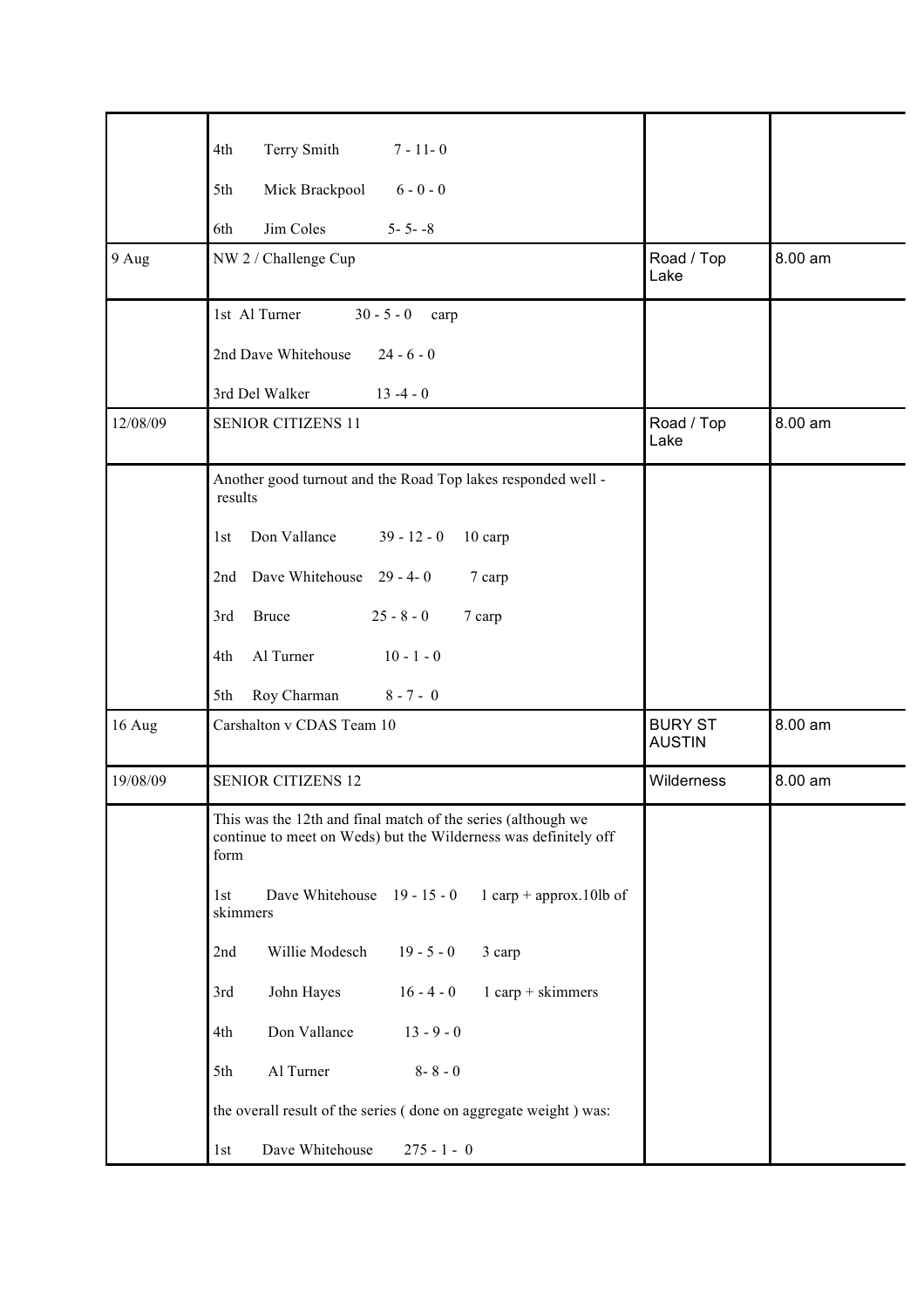| | | | |
|---|---|---|---|
| | 4th Terry Smith 7 - 11- 0<br><br>5th Mick Brackpool 6 - 0 - 0<br><br>6th Jim Coles 5- 5- -8 | | |
| 9 Aug | NW 2 / Challenge Cup | Road / Top Lake | 8.00 am |
| | 1st Al Turner 30 - 5 - 0 carp<br><br>2nd Dave Whitehouse 24 - 6 - 0<br><br>3rd Del Walker 13 -4 - 0 | | |
| 12/08/09 | SENIOR CITIZENS 11 | Road / Top Lake | 8.00 am |
| | Another good turnout and the Road Top lakes responded well - results<br><br>1st Don Vallance 39 - 12 - 0 10 carp<br><br>2nd Dave Whitehouse 29 - 4- 0 7 carp<br><br>3rd Bruce 25 - 8 - 0 7 carp<br><br>4th Al Turner 10 - 1 - 0<br><br>5th Roy Charman 8 - 7 - 0 | | |
| 16 Aug | Carshalton v CDAS Team 10 | BURY ST AUSTIN | 8.00 am |
| 19/08/09 | SENIOR CITIZENS 12 | Wilderness | 8.00 am |
| | This was the 12th and final match of the series (although we continue to meet on Weds) but the Wilderness was definitely off form<br><br>1st Dave Whitehouse 19 - 15 - 0 1 carp + approx.10lb of skimmers<br><br>2nd Willie Modesch 19 - 5 - 0 3 carp<br><br>3rd John Hayes 16 - 4 - 0 1 carp + skimmers<br><br>4th Don Vallance 13 - 9 - 0<br><br>5th Al Turner 8- 8 - 0<br><br>the overall result of the series ( done on aggregate weight ) was:<br><br>1st Dave Whitehouse 275 - 1 - 0 | | |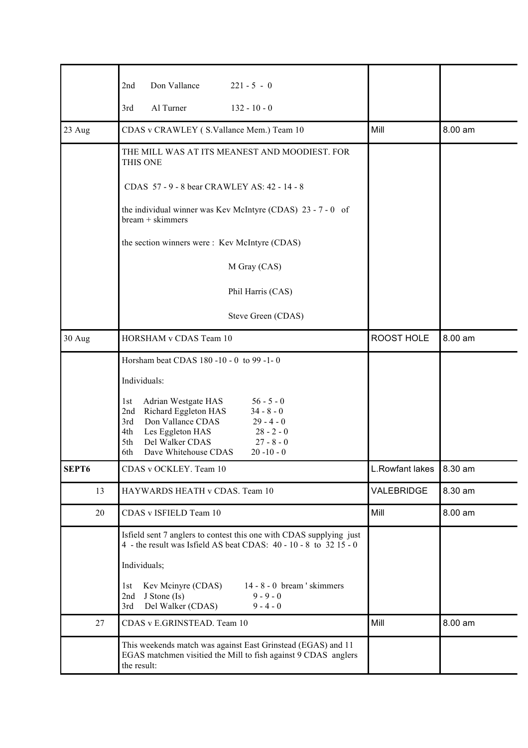| | | | |
|---|---|---|---|
| | 2nd Don Vallance 221 - 5 - 0<br><br>3rd Al Turner 132 - 10 - 0 | | |
| 23 Aug | CDAS v CRAWLEY ( S.Vallance Mem.) Team 10 | Mill | 8.00 am |
| | THE MILL WAS AT ITS MEANEST AND MOODIEST. FOR THIS ONE<br><br>CDAS 57 - 9 - 8 bear CRAWLEY AS: 42 - 14 - 8<br><br>the individual winner was Kev McIntyre (CDAS) 23 - 7 - 0 of bream + skimmers<br><br>the section winners were : Kev McIntyre (CDAS)<br><br>M Gray (CAS)<br><br>Phil Harris (CAS)<br><br>Steve Green (CDAS) | | |
| 30 Aug | HORSHAM v CDAS Team 10 | ROOST HOLE | 8.00 am |
| | Horsham beat CDAS 180 -10 - 0 to 99 -1- 0<br><br>Individuals:<br><br>1st Adrian Westgate HAS 56 - 5 - 0<br>2nd Richard Eggleton HAS 34 - 8 - 0<br>3rd Don Vallance CDAS 29 - 4 - 0<br>4th Les Eggleton HAS 28 - 2 - 0<br>5th Del Walker CDAS 27 - 8 - 0<br>6th Dave Whitehouse CDAS 20 -10 - 0 | | |
| **SEPT6** | CDAS v OCKLEY. Team 10 | L.Rowfant lakes | 8.30 am |
| 13 | HAYWARDS HEATH v CDAS. Team 10 | VALEBRIDGE | 8.30 am |
| 20 | CDAS v ISFIELD Team 10 | Mill | 8.00 am |
| | Isfield sent 7 anglers to contest this one with CDAS supplying just 4 - the result was Isfield AS beat CDAS: 40 - 10 - 8 to 32 15 - 0<br><br>Individuals;<br><br>1st Kev Mcinyre (CDAS) 14 - 8 - 0 bream ' skimmers<br>2nd J Stone (Is) 9 - 9 - 0<br>3rd Del Walker (CDAS) 9 - 4 - 0 | | |
| 27 | CDAS v E.GRINSTEAD. Team 10 | Mill | 8.00 am |
| | This weekends match was against East Grinstead (EGAS) and 11 EGAS matchmen visitied the Mill to fish against 9 CDAS anglers the result: | | |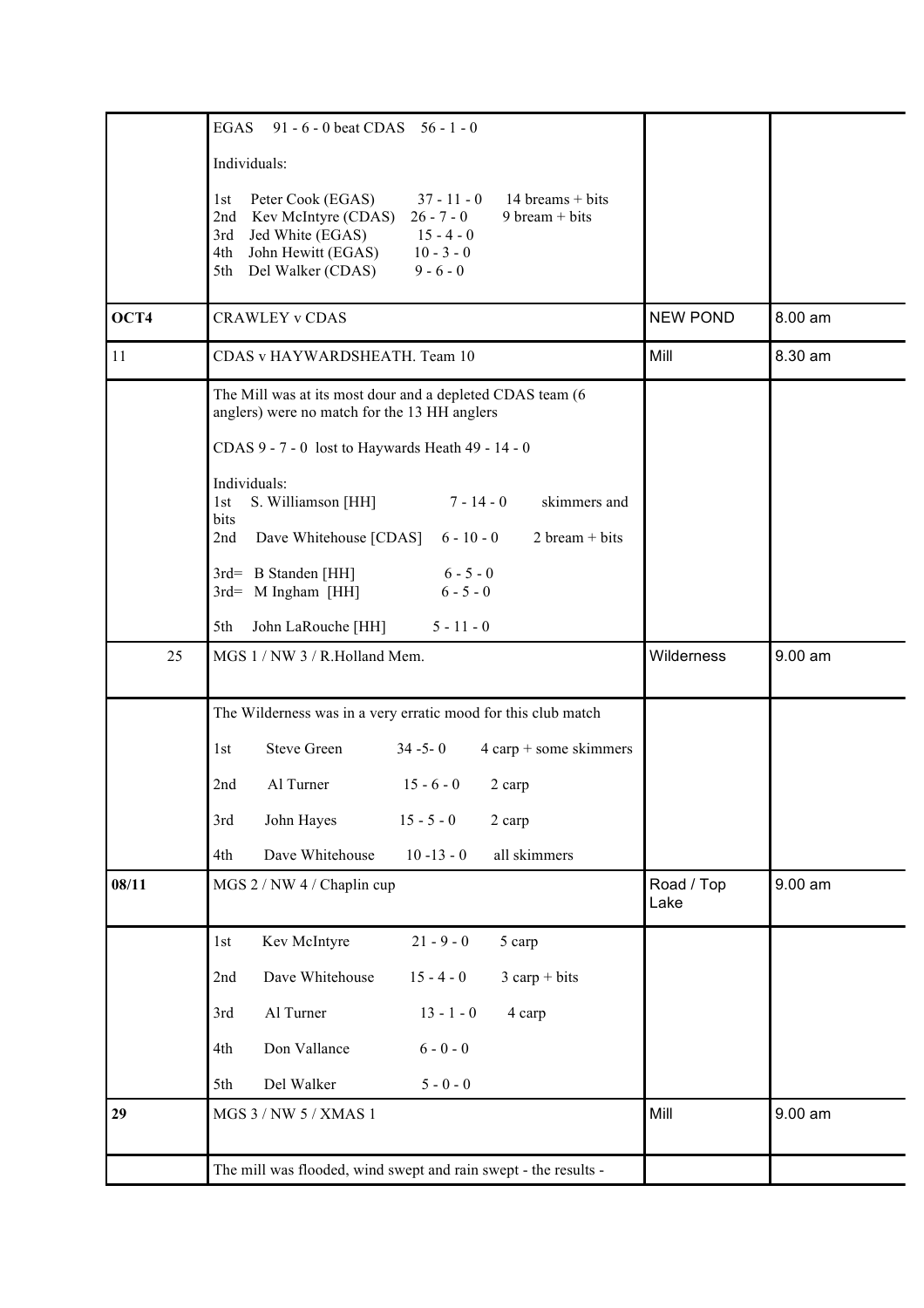| | | | |
|---|---|---|---|
| | EGAS 91 - 6 - 0 beat CDAS 56 - 1 - 0<br><br>Individuals:<br><br>1st Peter Cook (EGAS) 37 - 11 - 0 14 breams + bits<br>2nd Kev McIntyre (CDAS) 26 - 7 - 0 9 bream + bits<br>3rd Jed White (EGAS) 15 - 4 - 0<br>4th John Hewitt (EGAS) 10 - 3 - 0<br>5th Del Walker (CDAS) 9 - 6 - 0 | | |
| **OCT4** | CRAWLEY v CDAS | NEW POND | 8.00 am |
| 11 | CDAS v HAYWARDSHEATH. Team 10 | Mill | 8.30 am |
| | The Mill was at its most dour and a depleted CDAS team (6 anglers) were no match for the 13 HH anglers<br><br>CDAS 9 - 7 - 0 lost to Haywards Heath 49 - 14 - 0<br><br>Individuals:<br>1st S. Williamson [HH] 7 - 14 - 0 skimmers and bits<br>2nd Dave Whitehouse [CDAS] 6 - 10 - 0 2 bream + bits<br><br>3rd= B Standen [HH] 6 - 5 - 0<br>3rd= M Ingham [HH] 6 - 5 - 0<br><br>5th John LaRouche [HH] 5 - 11 - 0 | | |
| 25 | MGS 1 / NW 3 / R.Holland Mem. | Wilderness | 9.00 am |
| | The Wilderness was in a very erratic mood for this club match<br><br>1st Steve Green 34 -5- 0 4 carp + some skimmers<br><br>2nd Al Turner 15 - 6 - 0 2 carp<br><br>3rd John Hayes 15 - 5 - 0 2 carp<br><br>4th Dave Whitehouse 10 -13 - 0 all skimmers | | |
| **08/11** | MGS 2 / NW 4 / Chaplin cup | Road / Top Lake | 9.00 am |
| | 1st Kev McIntyre 21 - 9 - 0 5 carp<br><br>2nd Dave Whitehouse 15 - 4 - 0 3 carp + bits<br><br>3rd Al Turner 13 - 1 - 0 4 carp<br><br>4th Don Vallance 6 - 0 - 0<br><br>5th Del Walker 5 - 0 - 0 | | |
| **29** | MGS 3 / NW 5 / XMAS 1 | Mill | 9.00 am |
| | The mill was flooded, wind swept and rain swept - the results - | | |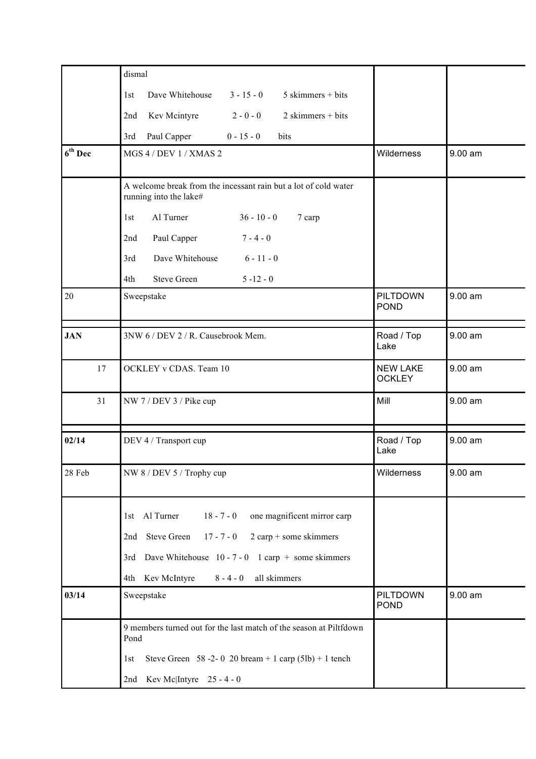| | | | |
|---|---|---|---|
| | dismal<br>1st Dave Whitehouse 3 - 15 - 0 5 skimmers + bits<br>2nd Kev Mcintyre 2 - 0 - 0 2 skimmers + bits<br>3rd Paul Capper 0 - 15 - 0 bits | | |
| **6th Dec** | MGS 4 / DEV 1 / XMAS 2 | Wilderness | 9.00 am |
| | A welcome break from the incessant rain but a lot of cold water running into the lake#<br>1st Al Turner 36 - 10 - 0 7 carp<br>2nd Paul Capper 7 - 4 - 0<br>3rd Dave Whitehouse 6 - 11 - 0<br>4th Steve Green 5 -12 - 0 | | |
| 20 | Sweepstake | PILTDOWN POND | 9.00 am |
| | | | |
| **JAN** | 3NW 6 / DEV 2 / R. Causebrook Mem. | Road / Top Lake | 9.00 am |
| 17 | OCKLEY v CDAS. Team 10 | NEW LAKE OCKLEY | 9.00 am |
| 31 | NW 7 / DEV 3 / Pike cup | Mill | 9.00 am |
| | | | |
| **02/14** | DEV 4 / Transport cup | Road / Top Lake | 9.00 am |
| 28 Feb | NW 8 / DEV 5 / Trophy cup | Wilderness | 9.00 am |
| | 1st Al Turner 18 - 7 - 0 one magnificent mirror carp<br>2nd Steve Green 17 - 7 - 0 2 carp + some skimmers<br>3rd Dave Whitehouse 10 - 7 - 0 1 carp + some skimmers<br>4th Kev McIntyre 8 - 4 - 0 all skimmers | | |
| **03/14** | Sweepstake | PILTDOWN POND | 9.00 am |
| | 9 members turned out for the last match of the season at Piltfdown Pond<br>1st Steve Green 58 -2- 0 20 bream + 1 carp (5lb) + 1 tench<br>2nd Kev Mc\|Intyre 25 - 4 - 0 | | |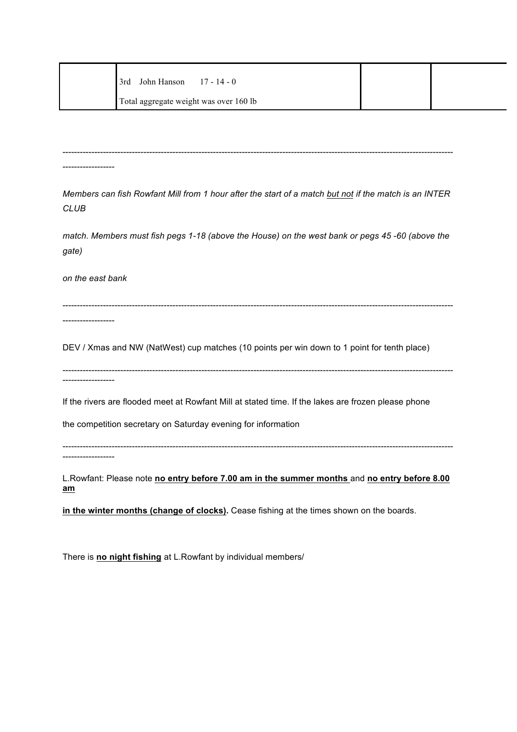| | | | |
|---|---|---|---|
| | 3rd John Hanson 17 - 14 - 0<br>Total aggregate weight was over 160 lb | | |

---

*Members can fish Rowfant Mill from 1 hour after the start of a match* *but not* *if the match is an INTER CLUB*

*match. Members must fish pegs 1-18 (above the House) on the west bank or pegs 45 -60 (above the gate)*

*on the east bank*

---

DEV / Xmas and NW (NatWest) cup matches (10 points per win down to 1 point for tenth place)

---

If the rivers are flooded meet at Rowfant Mill at stated time. If the lakes are frozen please phone

the competition secretary on Saturday evening for information

---

L.Rowfant: Please note **no entry before 7.00 am in the summer months** and **no entry before 8.00 am**

**in the winter months (change of clocks).** Cease fishing at the times shown on the boards.

There is **no night fishing** at L.Rowfant by individual members/